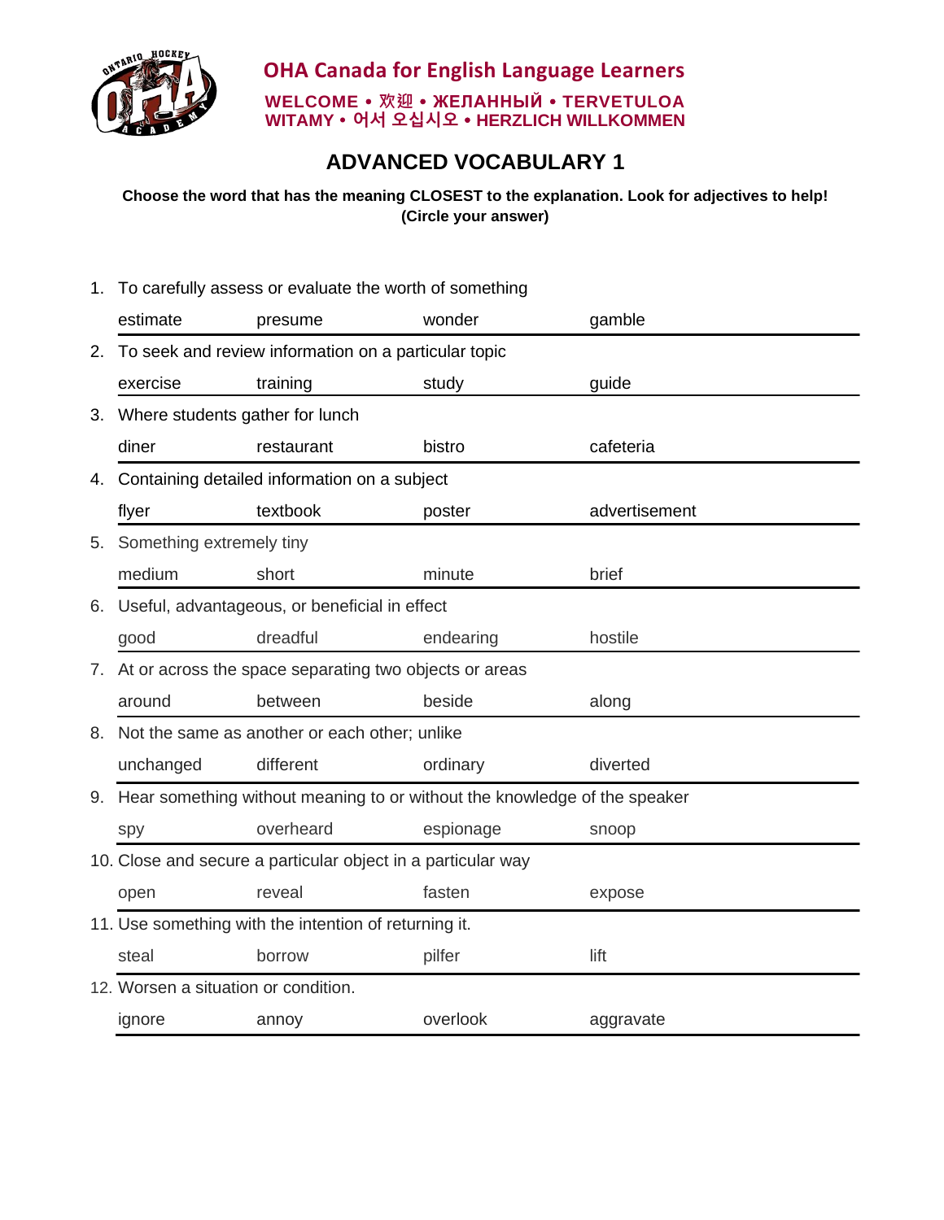**OHA Canada for English Language Learners**

**WELCOME • 欢迎 • ЖЕЛАННЫЙ • TERVETULOA**
**WITAMY • 어서 오십시오 • HERZLICH WILLKOMMEN**

# ADVANCED VOCABULARY 1

**Choose the word that has the meaning CLOSEST to the explanation. Look for adjectives to help! (Circle your answer)**

1. To carefully assess or evaluate the worth of something

| estimate | presume | wonder | gamble |
|---|---|---|---|

2. To seek and review information on a particular topic

| exercise | training | study | guide |
|---|---|---|---|

3. Where students gather for lunch

| diner | restaurant | bistro | cafeteria |
|---|---|---|---|

4. Containing detailed information on a subject

| flyer | textbook | poster | advertisement |
|---|---|---|---|

5. Something extremely tiny

| medium | short | minute | brief |
|---|---|---|---|

6. Useful, advantageous, or beneficial in effect

| good | dreadful | endearing | hostile |
|---|---|---|---|

7. At or across the space separating two objects or areas

| around | between | beside | along |
|---|---|---|---|

8. Not the same as another or each other; unlike

| unchanged | different | ordinary | diverted |
|---|---|---|---|

9. Hear something without meaning to or without the knowledge of the speaker

| spy | overheard | espionage | snoop |
|---|---|---|---|

10. Close and secure a particular object in a particular way

| open | reveal | fasten | expose |
|---|---|---|---|

11. Use something with the intention of returning it.

| steal | borrow | pilfer | lift |
|---|---|---|---|

12. Worsen a situation or condition.

| ignore | annoy | overlook | aggravate |
|---|---|---|---|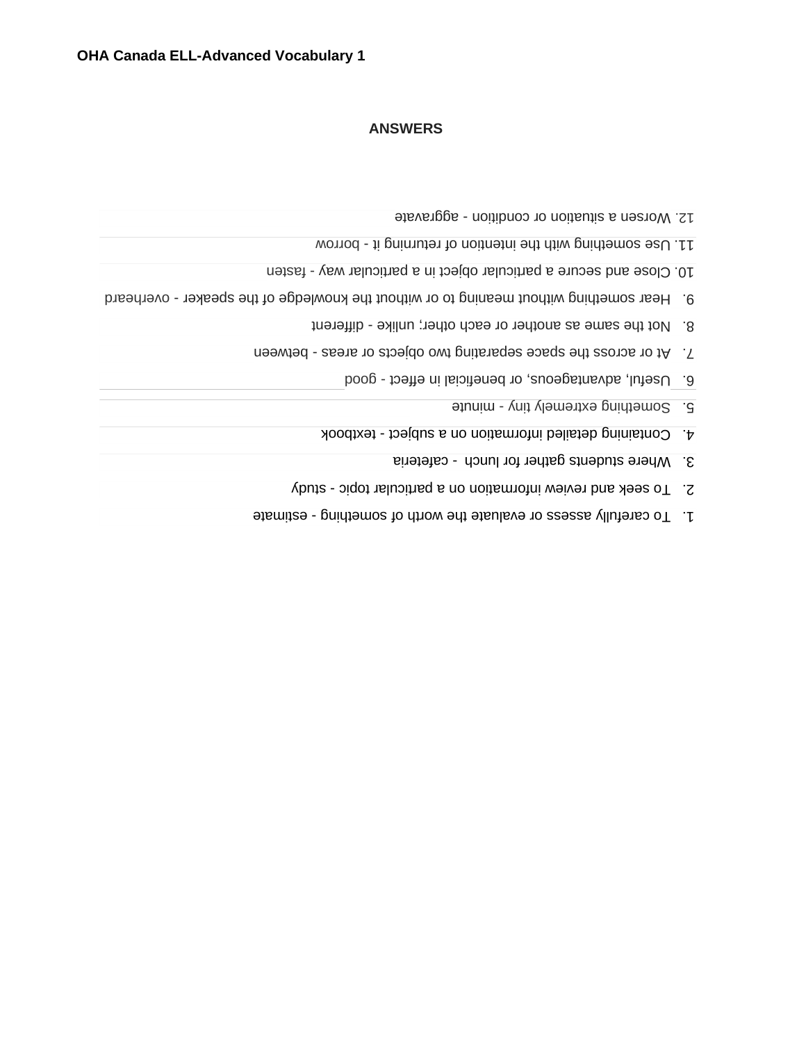## ANSWERS

1. To carefully assess or evaluate the worth of something - estimate
2. To seek and review information on a particular topic - study
3. Where students gather for lunch - cafeteria
4. Containing detailed information on a subject - textbook
5. Something extremely tiny - minute
6. Useful, advantageous, or beneficial in effect - good
7. At or across the space separating two objects or areas - between
8. Not the same as another or each other; unlike - different
9. Hear something without meaning to or without the knowledge of the speaker - overheard
10. Close and secure a particular object in a particular way - fasten
11. Use something with the intention of returning it - borrow
12. Worsen a situation or condition - aggravate